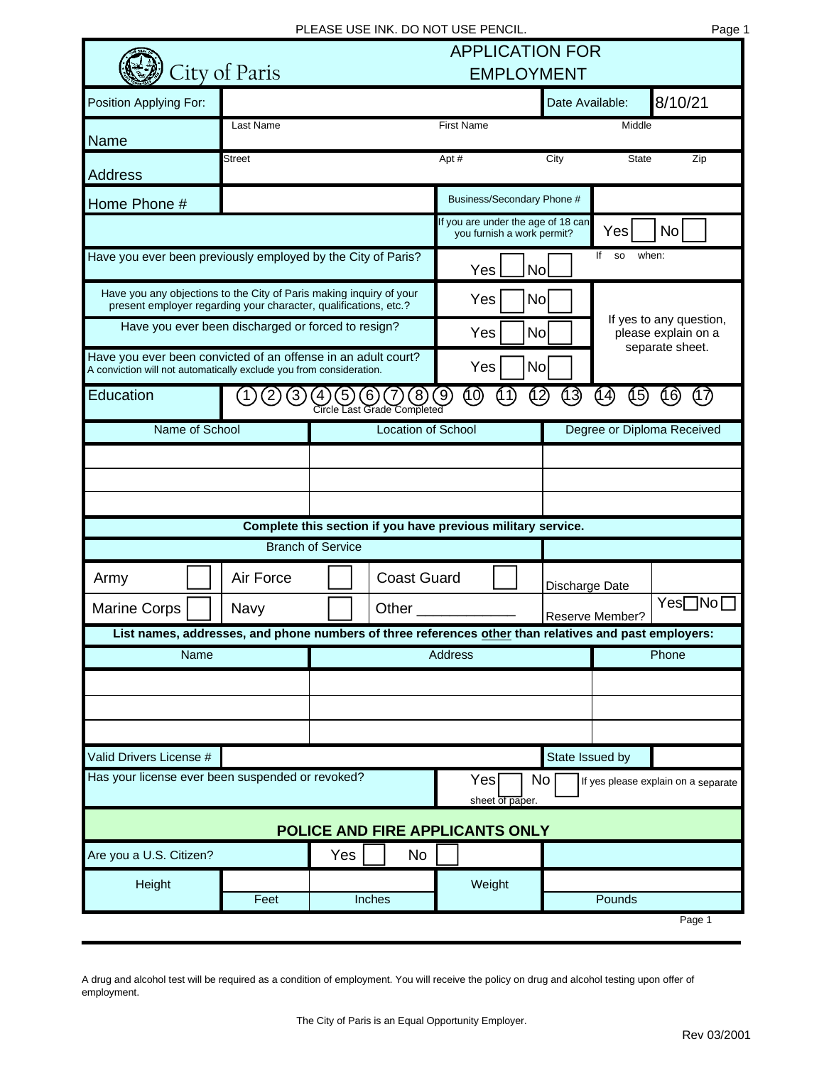PLEASE USE INK. DO NOT USE PENCIL.

# City of Paris

## APPLICATION FOR EMPLOYMENT

| Position Applying For: | | Date Available: | 8/10/21 |
|---|---|---|---|

| Name | Last Name | First Name | Middle | | |
|---|---|---|---|---|---|
| Address | Street | Apt # | City | State | Zip |

| Home Phone # | | Business/Secondary Phone # | |
|---|---|---|---|
| | | If you are under the age of 18 can you furnish a work permit? | Yes ☐ No ☐ |

| Question | Answer | |
|---|---|---|
| Have you ever been previously employed by the City of Paris? | Yes ☐ No ☐ | If so when: |
| Have you any objections to the City of Paris making inquiry of your present employer regarding your character, qualifications, etc.? | Yes ☐ No ☐ | If yes to any question, please explain on a separate sheet. |
| Have you ever been discharged or forced to resign? | Yes ☐ No ☐ | |
| Have you ever been convicted of an offense in an adult court? A conviction will not automatically exclude you from consideration. | Yes ☐ No ☐ | |

**Education** 1 2 3 4 5 6 7 8 9 10 11 12 13 14 15 16 17 (Circle Last Grade Completed)

| Name of School | Location of School | Degree or Diploma Received |
|---|---|---|
| | | |
| | | |
| | | |

**Complete this section if you have previous military service.**

| Branch of Service | | | | | | | |
|---|---|---|---|---|---|---|---|
| Army | ☐ | Air Force | ☐ | Coast Guard | ☐ | Discharge Date | |
| Marine Corps | ☐ | Navy | ☐ | Other ____________ | | Reserve Member? | Yes ☐ No ☐ |

**List names, addresses, and phone numbers of three references other than relatives and past employers:**

| Name | Address | Phone |
|---|---|---|
| | | |
| | | |
| | | |

| Valid Drivers License # | | State Issued by | |
|---|---|---|---|

| Has your license ever been suspended or revoked? | Yes ☐ No ☐ | If yes please explain on a separate sheet of paper. |
|---|---|---|

## POLICE AND FIRE APPLICANTS ONLY

| Are you a U.S. Citizen? | Yes ☐ No ☐ | | |
|---|---|---|---|
| Height | Feet | Inches | Weight | Pounds |

A drug and alcohol test will be required as a condition of employment. You will receive the policy on drug and alcohol testing upon offer of employment.

The City of Paris is an Equal Opportunity Employer.

Rev 03/2001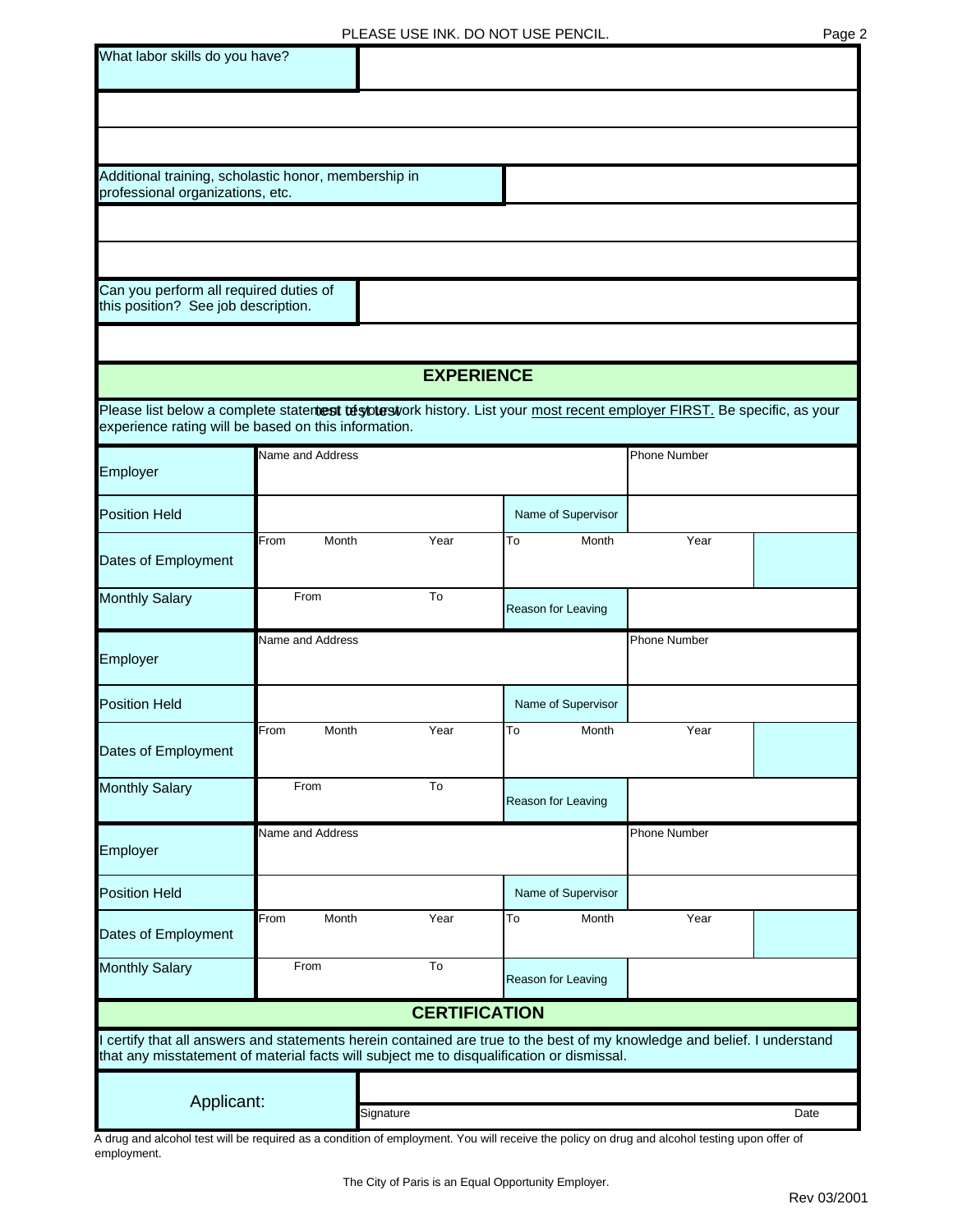PLEASE USE INK. DO NOT USE PENCIL.

| What labor skills do you have? | |
|---|---|
| | |
| | |

| Additional training, scholastic honor, membership in professional organizations, etc. | |
|---|---|
| | |
| | |

| Can you perform all required duties of this position? See job description. | |
|---|---|
| | |

## EXPERIENCE

Please list below a complete statement of your work history. List your most recent employer FIRST. Be specific, as your experience rating will be based on this information.

| | | | | | |
|---|---|---|---|---|---|
| Employer | Name and Address | | | Phone Number | |
| Position Held | | | Name of Supervisor | | |
| Dates of Employment | From Month | Year | To Month | Year | |
| Monthly Salary | From | To | Reason for Leaving | | |
| Employer | Name and Address | | | Phone Number | |
| Position Held | | | Name of Supervisor | | |
| Dates of Employment | From Month | Year | To Month | Year | |
| Monthly Salary | From | To | Reason for Leaving | | |
| Employer | Name and Address | | | Phone Number | |
| Position Held | | | Name of Supervisor | | |
| Dates of Employment | From Month | Year | To Month | Year | |
| Monthly Salary | From | To | Reason for Leaving | | |

## CERTIFICATION

I certify that all answers and statements herein contained are true to the best of my knowledge and belief. I understand that any misstatement of material facts will subject me to disqualification or dismissal.

| | | |
|---|---|---|
| Applicant: | Signature | Date |

A drug and alcohol test will be required as a condition of employment. You will receive the policy on drug and alcohol testing upon offer of employment.

The City of Paris is an Equal Opportunity Employer.

Rev 03/2001